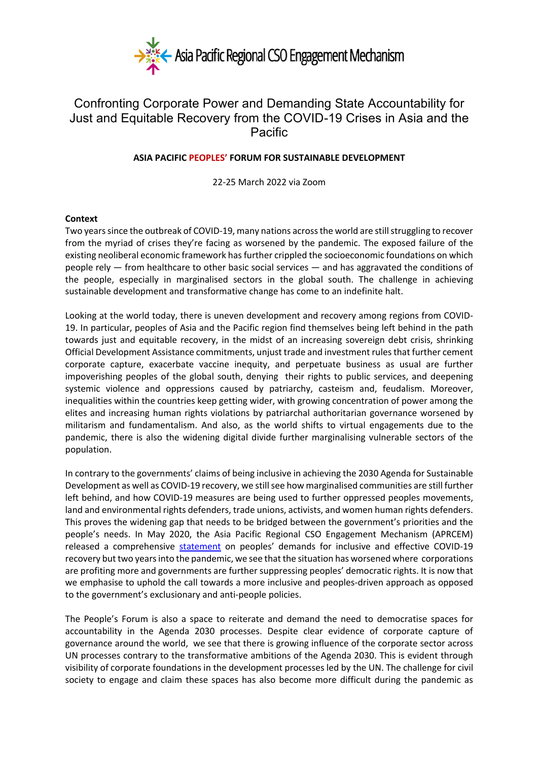Asia Pacific Regional CSO Engagement Mechanism

# Confronting Corporate Power and Demanding State Accountability for Just and Equitable Recovery from the COVID-19 Crises in Asia and the Pacific

**ASIA PACIFIC PEOPLES' FORUM FOR SUSTAINABLE DEVELOPMENT**

22-25 March 2022 via Zoom

**Context**

Two years since the outbreak of COVID-19, many nations across the world are still struggling to recover from the myriad of crises they're facing as worsened by the pandemic. The exposed failure of the existing neoliberal economic framework has further crippled the socioeconomic foundations on which people rely — from healthcare to other basic social services — and has aggravated the conditions of the people, especially in marginalised sectors in the global south. The challenge in achieving sustainable development and transformative change has come to an indefinite halt.

Looking at the world today, there is uneven development and recovery among regions from COVID-19. In particular, peoples of Asia and the Pacific region find themselves being left behind in the path towards just and equitable recovery, in the midst of an increasing sovereign debt crisis, shrinking Official Development Assistance commitments, unjust trade and investment rules that further cement corporate capture, exacerbate vaccine inequity, and perpetuate business as usual are further impoverishing peoples of the global south, denying their rights to public services, and deepening systemic violence and oppressions caused by patriarchy, casteism and, feudalism. Moreover, inequalities within the countries keep getting wider, with growing concentration of power among the elites and increasing human rights violations by patriarchal authoritarian governance worsened by militarism and fundamentalism. And also, as the world shifts to virtual engagements due to the pandemic, there is also the widening digital divide further marginalising vulnerable sectors of the population.

In contrary to the governments' claims of being inclusive in achieving the 2030 Agenda for Sustainable Development as well as COVID-19 recovery, we still see how marginalised communities are still further left behind, and how COVID-19 measures are being used to further oppressed peoples movements, land and environmental rights defenders, trade unions, activists, and women human rights defenders. This proves the widening gap that needs to be bridged between the government's priorities and the people's needs. In May 2020, the Asia Pacific Regional CSO Engagement Mechanism (APRCEM) released a comprehensive statement on peoples' demands for inclusive and effective COVID-19 recovery but two years into the pandemic, we see that the situation has worsened where corporations are profiting more and governments are further suppressing peoples' democratic rights. It is now that we emphasise to uphold the call towards a more inclusive and peoples-driven approach as opposed to the government's exclusionary and anti-people policies.

The People's Forum is also a space to reiterate and demand the need to democratise spaces for accountability in the Agenda 2030 processes. Despite clear evidence of corporate capture of governance around the world, we see that there is growing influence of the corporate sector across UN processes contrary to the transformative ambitions of the Agenda 2030. This is evident through visibility of corporate foundations in the development processes led by the UN. The challenge for civil society to engage and claim these spaces has also become more difficult during the pandemic as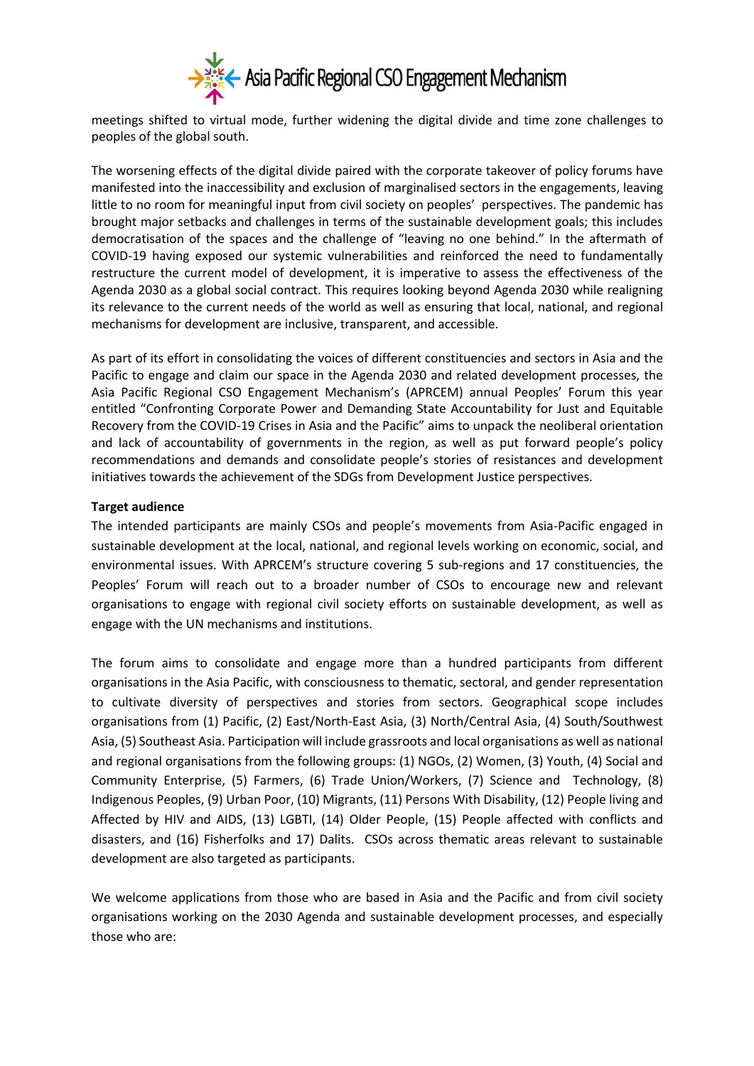meetings shifted to virtual mode, further widening the digital divide and time zone challenges to peoples of the global south.

The worsening effects of the digital divide paired with the corporate takeover of policy forums have manifested into the inaccessibility and exclusion of marginalised sectors in the engagements, leaving little to no room for meaningful input from civil society on peoples' perspectives. The pandemic has brought major setbacks and challenges in terms of the sustainable development goals; this includes democratisation of the spaces and the challenge of "leaving no one behind." In the aftermath of COVID-19 having exposed our systemic vulnerabilities and reinforced the need to fundamentally restructure the current model of development, it is imperative to assess the effectiveness of the Agenda 2030 as a global social contract. This requires looking beyond Agenda 2030 while realigning its relevance to the current needs of the world as well as ensuring that local, national, and regional mechanisms for development are inclusive, transparent, and accessible.

As part of its effort in consolidating the voices of different constituencies and sectors in Asia and the Pacific to engage and claim our space in the Agenda 2030 and related development processes, the Asia Pacific Regional CSO Engagement Mechanism's (APRCEM) annual Peoples' Forum this year entitled "Confronting Corporate Power and Demanding State Accountability for Just and Equitable Recovery from the COVID-19 Crises in Asia and the Pacific" aims to unpack the neoliberal orientation and lack of accountability of governments in the region, as well as put forward people's policy recommendations and demands and consolidate people's stories of resistances and development initiatives towards the achievement of the SDGs from Development Justice perspectives.

**Target audience**

The intended participants are mainly CSOs and people's movements from Asia-Pacific engaged in sustainable development at the local, national, and regional levels working on economic, social, and environmental issues. With APRCEM's structure covering 5 sub-regions and 17 constituencies, the Peoples' Forum will reach out to a broader number of CSOs to encourage new and relevant organisations to engage with regional civil society efforts on sustainable development, as well as engage with the UN mechanisms and institutions.

The forum aims to consolidate and engage more than a hundred participants from different organisations in the Asia Pacific, with consciousness to thematic, sectoral, and gender representation to cultivate diversity of perspectives and stories from sectors. Geographical scope includes organisations from (1) Pacific, (2) East/North-East Asia, (3) North/Central Asia, (4) South/Southwest Asia, (5) Southeast Asia. Participation will include grassroots and local organisations as well as national and regional organisations from the following groups: (1) NGOs, (2) Women, (3) Youth, (4) Social and Community Enterprise, (5) Farmers, (6) Trade Union/Workers, (7) Science and Technology, (8) Indigenous Peoples, (9) Urban Poor, (10) Migrants, (11) Persons With Disability, (12) People living and Affected by HIV and AIDS, (13) LGBTI, (14) Older People, (15) People affected with conflicts and disasters, and (16) Fisherfolks and 17) Dalits. CSOs across thematic areas relevant to sustainable development are also targeted as participants.

We welcome applications from those who are based in Asia and the Pacific and from civil society organisations working on the 2030 Agenda and sustainable development processes, and especially those who are: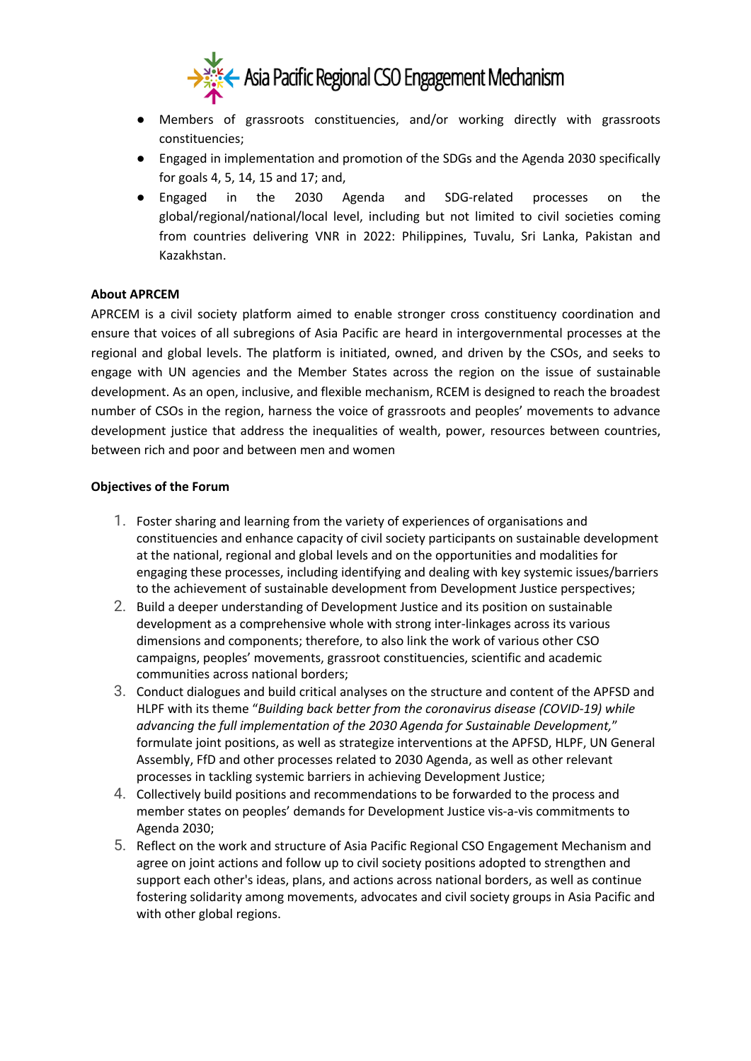- Members of grassroots constituencies, and/or working directly with grassroots constituencies;
- Engaged in implementation and promotion of the SDGs and the Agenda 2030 specifically for goals 4, 5, 14, 15 and 17; and,
- Engaged in the 2030 Agenda and SDG-related processes on the global/regional/national/local level, including but not limited to civil societies coming from countries delivering VNR in 2022: Philippines, Tuvalu, Sri Lanka, Pakistan and Kazakhstan.

**About APRCEM**

APRCEM is a civil society platform aimed to enable stronger cross constituency coordination and ensure that voices of all subregions of Asia Pacific are heard in intergovernmental processes at the regional and global levels. The platform is initiated, owned, and driven by the CSOs, and seeks to engage with UN agencies and the Member States across the region on the issue of sustainable development. As an open, inclusive, and flexible mechanism, RCEM is designed to reach the broadest number of CSOs in the region, harness the voice of grassroots and peoples' movements to advance development justice that address the inequalities of wealth, power, resources between countries, between rich and poor and between men and women

**Objectives of the Forum**

1. Foster sharing and learning from the variety of experiences of organisations and constituencies and enhance capacity of civil society participants on sustainable development at the national, regional and global levels and on the opportunities and modalities for engaging these processes, including identifying and dealing with key systemic issues/barriers to the achievement of sustainable development from Development Justice perspectives;
2. Build a deeper understanding of Development Justice and its position on sustainable development as a comprehensive whole with strong inter-linkages across its various dimensions and components; therefore, to also link the work of various other CSO campaigns, peoples' movements, grassroot constituencies, scientific and academic communities across national borders;
3. Conduct dialogues and build critical analyses on the structure and content of the APFSD and HLPF with its theme "*Building back better from the coronavirus disease (COVID-19) while advancing the full implementation of the 2030 Agenda for Sustainable Development,*" formulate joint positions, as well as strategize interventions at the APFSD, HLPF, UN General Assembly, FfD and other processes related to 2030 Agenda, as well as other relevant processes in tackling systemic barriers in achieving Development Justice;
4. Collectively build positions and recommendations to be forwarded to the process and member states on peoples' demands for Development Justice vis-a-vis commitments to Agenda 2030;
5. Reflect on the work and structure of Asia Pacific Regional CSO Engagement Mechanism and agree on joint actions and follow up to civil society positions adopted to strengthen and support each other's ideas, plans, and actions across national borders, as well as continue fostering solidarity among movements, advocates and civil society groups in Asia Pacific and with other global regions.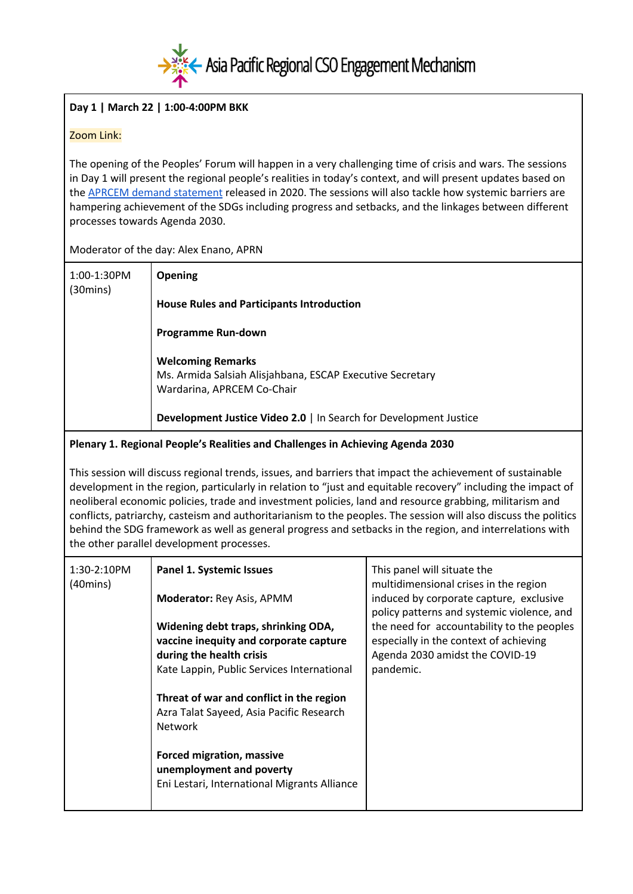Asia Pacific Regional CSO Engagement Mechanism

**Day 1 | March 22 | 1:00-4:00PM BKK**

Zoom Link:

The opening of the Peoples' Forum will happen in a very challenging time of crisis and wars. The sessions in Day 1 will present the regional people's realities in today's context, and will present updates based on the APRCEM demand statement released in 2020. The sessions will also tackle how systemic barriers are hampering achievement of the SDGs including progress and setbacks, and the linkages between different processes towards Agenda 2030.

Moderator of the day: Alex Enano, APRN

| Time | Session |
|---|---|
| 1:00-1:30PM (30mins) | **Opening**<br><br>**House Rules and Participants Introduction**<br><br>**Programme Run-down**<br><br>**Welcoming Remarks**<br>Ms. Armida Salsiah Alisjahbana, ESCAP Executive Secretary<br>Wardarina, APRCEM Co-Chair<br><br>**Development Justice Video 2.0** \| In Search for Development Justice |

**Plenary 1. Regional People's Realities and Challenges in Achieving Agenda 2030**

This session will discuss regional trends, issues, and barriers that impact the achievement of sustainable development in the region, particularly in relation to "just and equitable recovery" including the impact of neoliberal economic policies, trade and investment policies, land and resource grabbing, militarism and conflicts, patriarchy, casteism and authoritarianism to the peoples. The session will also discuss the politics behind the SDG framework as well as general progress and setbacks in the region, and interrelations with the other parallel development processes.

| Time | Session | Description |
|---|---|---|
| 1:30-2:10PM (40mins) | **Panel 1. Systemic Issues**<br><br>**Moderator:** Rey Asis, APMM<br><br>**Widening debt traps, shrinking ODA, vaccine inequity and corporate capture during the health crisis**<br>Kate Lappin, Public Services International<br><br>**Threat of war and conflict in the region**<br>Azra Talat Sayeed, Asia Pacific Research Network<br><br>**Forced migration, massive unemployment and poverty**<br>Eni Lestari, International Migrants Alliance | This panel will situate the multidimensional crises in the region induced by corporate capture, exclusive policy patterns and systemic violence, and the need for accountability to the peoples especially in the context of achieving Agenda 2030 amidst the COVID-19 pandemic. |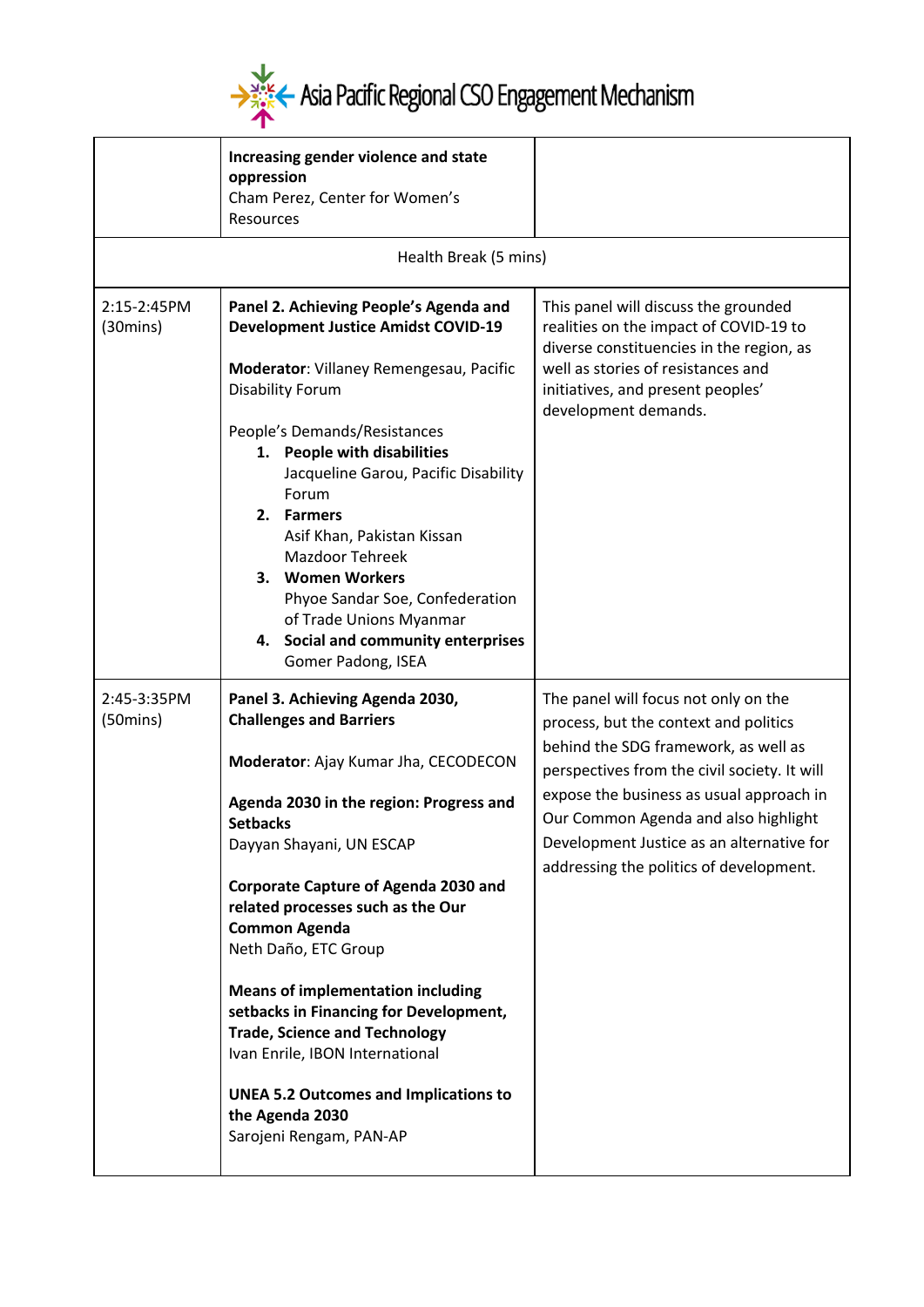| | | |
|---|---|---|
| | **Increasing gender violence and state oppression**<br>Cham Perez, Center for Women's Resources | |
| Health Break (5 mins) | | |
| 2:15-2:45PM (30mins) | **Panel 2. Achieving People's Agenda and Development Justice Amidst COVID-19**<br><br>**Moderator**: Villaney Remengesau, Pacific Disability Forum<br><br>People's Demands/Resistances<br>1. **People with disabilities**<br>Jacqueline Garou, Pacific Disability Forum<br>2. **Farmers**<br>Asif Khan, Pakistan Kissan Mazdoor Tehreek<br>3. **Women Workers**<br>Phyoe Sandar Soe, Confederation of Trade Unions Myanmar<br>4. **Social and community enterprises**<br>Gomer Padong, ISEA | This panel will discuss the grounded realities on the impact of COVID-19 to diverse constituencies in the region, as well as stories of resistances and initiatives, and present peoples' development demands. |
| 2:45-3:35PM (50mins) | **Panel 3. Achieving Agenda 2030, Challenges and Barriers**<br><br>**Moderator**: Ajay Kumar Jha, CECODECON<br><br>**Agenda 2030 in the region: Progress and Setbacks**<br>Dayyan Shayani, UN ESCAP<br><br>**Corporate Capture of Agenda 2030 and related processes such as the Our Common Agenda**<br>Neth Daño, ETC Group<br><br>**Means of implementation including setbacks in Financing for Development, Trade, Science and Technology**<br>Ivan Enrile, IBON International<br><br>**UNEA 5.2 Outcomes and Implications to the Agenda 2030**<br>Sarojeni Rengam, PAN-AP | The panel will focus not only on the process, but the context and politics behind the SDG framework, as well as perspectives from the civil society. It will expose the business as usual approach in Our Common Agenda and also highlight Development Justice as an alternative for addressing the politics of development. |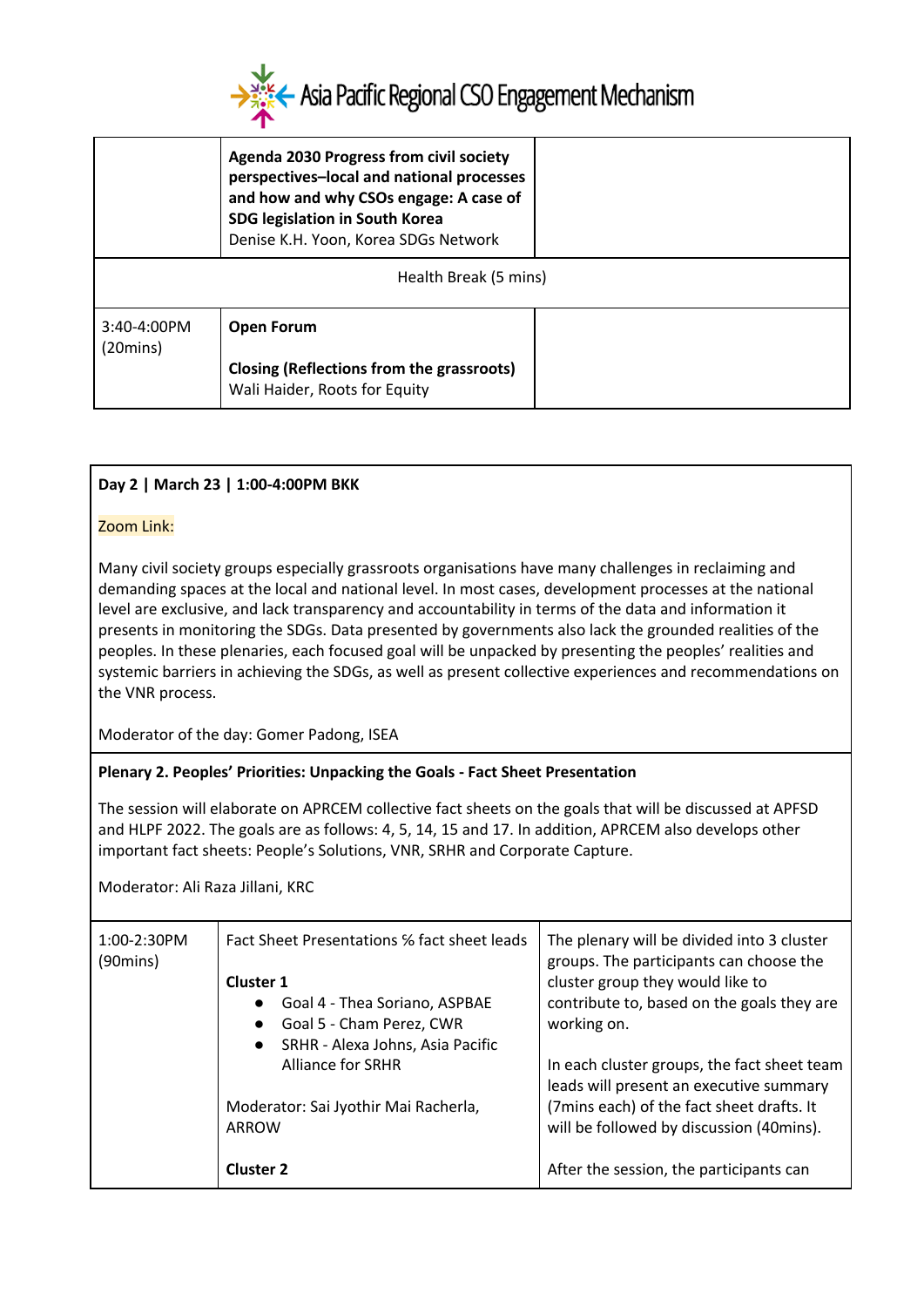| | **Agenda 2030 Progress from civil society perspectives–local and national processes and how and why CSOs engage: A case of SDG legislation in South Korea**<br>Denise K.H. Yoon, Korea SDGs Network | |
|---|---|---|
| Health Break (5 mins) | | |
| 3:40-4:00PM (20mins) | **Open Forum**<br><br>**Closing (Reflections from the grassroots)**<br>Wali Haider, Roots for Equity | |

**Day 2 | March 23 | 1:00-4:00PM BKK**

Zoom Link:

Many civil society groups especially grassroots organisations have many challenges in reclaiming and demanding spaces at the local and national level. In most cases, development processes at the national level are exclusive, and lack transparency and accountability in terms of the data and information it presents in monitoring the SDGs. Data presented by governments also lack the grounded realities of the peoples. In these plenaries, each focused goal will be unpacked by presenting the peoples' realities and systemic barriers in achieving the SDGs, as well as present collective experiences and recommendations on the VNR process.

Moderator of the day: Gomer Padong, ISEA

**Plenary 2. Peoples' Priorities: Unpacking the Goals - Fact Sheet Presentation**

The session will elaborate on APRCEM collective fact sheets on the goals that will be discussed at APFSD and HLPF 2022. The goals are as follows: 4, 5, 14, 15 and 17. In addition, APRCEM also develops other important fact sheets: People's Solutions, VNR, SRHR and Corporate Capture.

Moderator: Ali Raza Jillani, KRC

| 1:00-2:30PM (90mins) | Fact Sheet Presentations % fact sheet leads<br><br>**Cluster 1**<br>• Goal 4 - Thea Soriano, ASPBAE<br>• Goal 5 - Cham Perez, CWR<br>• SRHR - Alexa Johns, Asia Pacific Alliance for SRHR<br><br>Moderator: Sai Jyothir Mai Racherla, ARROW<br><br>**Cluster 2** | The plenary will be divided into 3 cluster groups. The participants can choose the cluster group they would like to contribute to, based on the goals they are working on.<br><br>In each cluster groups, the fact sheet team leads will present an executive summary (7mins each) of the fact sheet drafts. It will be followed by discussion (40mins).<br><br>After the session, the participants can |
|---|---|---|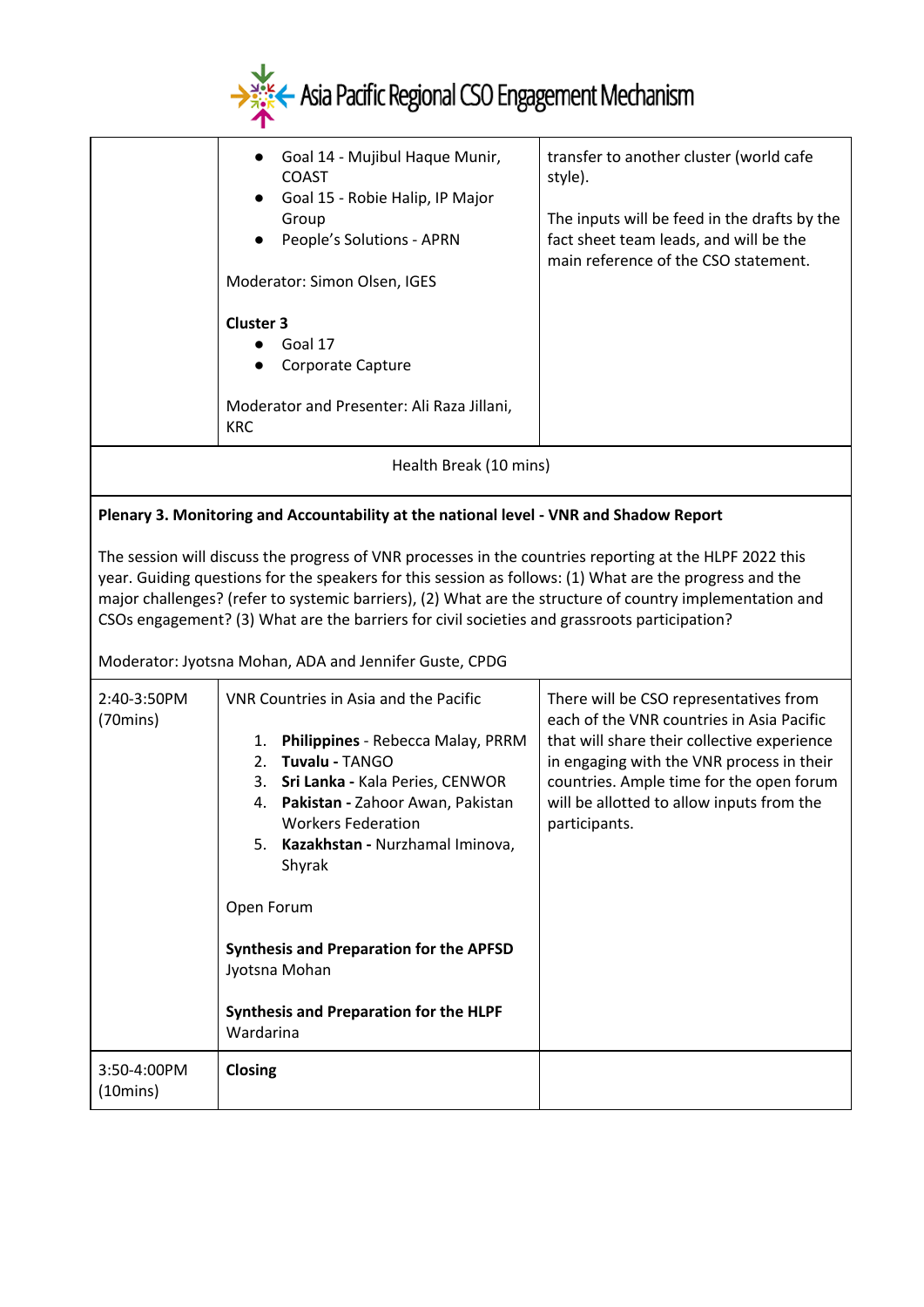| | | |
|---|---|---|
| | • Goal 14 - Mujibul Haque Munir, COAST<br>• Goal 15 - Robie Halip, IP Major Group<br>• People's Solutions - APRN<br><br>Moderator: Simon Olsen, IGES<br><br>**Cluster 3**<br>• Goal 17<br>• Corporate Capture<br><br>Moderator and Presenter: Ali Raza Jillani, KRC | transfer to another cluster (world cafe style).<br><br>The inputs will be feed in the drafts by the fact sheet team leads, and will be the main reference of the CSO statement. |
| Health Break (10 mins) | | |
| **Plenary 3. Monitoring and Accountability at the national level - VNR and Shadow Report**<br><br>The session will discuss the progress of VNR processes in the countries reporting at the HLPF 2022 this year. Guiding questions for the speakers for this session as follows: (1) What are the progress and the major challenges? (refer to systemic barriers), (2) What are the structure of country implementation and CSOs engagement? (3) What are the barriers for civil societies and grassroots participation?<br><br>Moderator: Jyotsna Mohan, ADA and Jennifer Guste, CPDG | | |
| 2:40-3:50PM (70mins) | VNR Countries in Asia and the Pacific<br><br>1. **Philippines** - Rebecca Malay, PRRM<br>2. **Tuvalu -** TANGO<br>3. **Sri Lanka -** Kala Peries, CENWOR<br>4. **Pakistan -** Zahoor Awan, Pakistan Workers Federation<br>5. **Kazakhstan -** Nurzhamal Iminova, Shyrak<br><br>Open Forum<br><br>**Synthesis and Preparation for the APFSD**<br>Jyotsna Mohan<br><br>**Synthesis and Preparation for the HLPF**<br>Wardarina | There will be CSO representatives from each of the VNR countries in Asia Pacific that will share their collective experience in engaging with the VNR process in their countries. Ample time for the open forum will be allotted to allow inputs from the participants. |
| 3:50-4:00PM (10mins) | **Closing** | |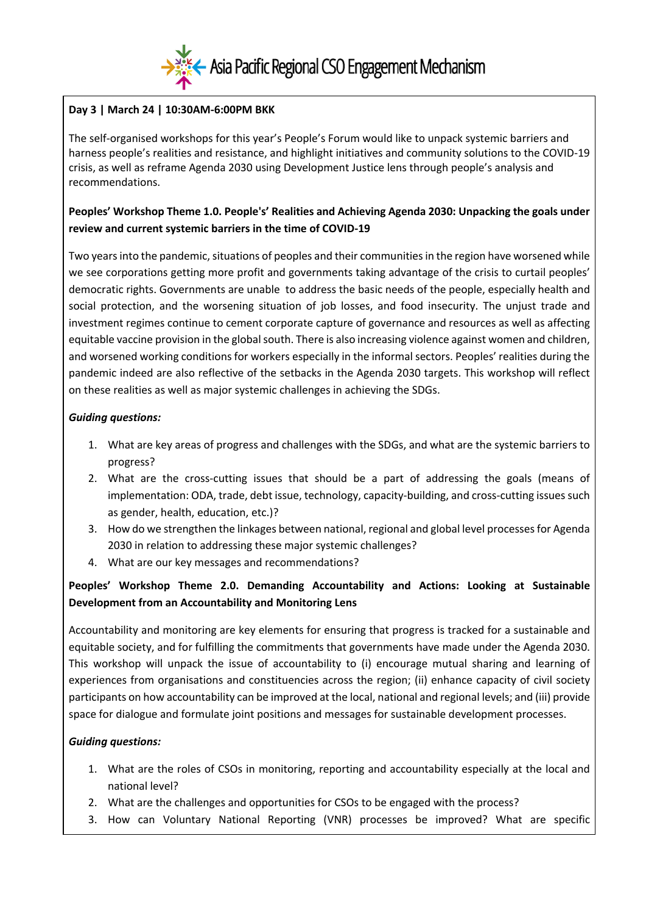**Day 3 | March 24 | 10:30AM-6:00PM BKK**

The self-organised workshops for this year's People's Forum would like to unpack systemic barriers and harness people's realities and resistance, and highlight initiatives and community solutions to the COVID-19 crisis, as well as reframe Agenda 2030 using Development Justice lens through people's analysis and recommendations.

**Peoples' Workshop Theme 1.0. People's' Realities and Achieving Agenda 2030: Unpacking the goals under review and current systemic barriers in the time of COVID-19**

Two years into the pandemic, situations of peoples and their communities in the region have worsened while we see corporations getting more profit and governments taking advantage of the crisis to curtail peoples' democratic rights. Governments are unable to address the basic needs of the people, especially health and social protection, and the worsening situation of job losses, and food insecurity. The unjust trade and investment regimes continue to cement corporate capture of governance and resources as well as affecting equitable vaccine provision in the global south. There is also increasing violence against women and children, and worsened working conditions for workers especially in the informal sectors. Peoples' realities during the pandemic indeed are also reflective of the setbacks in the Agenda 2030 targets. This workshop will reflect on these realities as well as major systemic challenges in achieving the SDGs.

***Guiding questions:***

1. What are key areas of progress and challenges with the SDGs, and what are the systemic barriers to progress?
2. What are the cross-cutting issues that should be a part of addressing the goals (means of implementation: ODA, trade, debt issue, technology, capacity-building, and cross-cutting issues such as gender, health, education, etc.)?
3. How do we strengthen the linkages between national, regional and global level processes for Agenda 2030 in relation to addressing these major systemic challenges?
4. What are our key messages and recommendations?

**Peoples' Workshop Theme 2.0. Demanding Accountability and Actions: Looking at Sustainable Development from an Accountability and Monitoring Lens**

Accountability and monitoring are key elements for ensuring that progress is tracked for a sustainable and equitable society, and for fulfilling the commitments that governments have made under the Agenda 2030. This workshop will unpack the issue of accountability to (i) encourage mutual sharing and learning of experiences from organisations and constituencies across the region; (ii) enhance capacity of civil society participants on how accountability can be improved at the local, national and regional levels; and (iii) provide space for dialogue and formulate joint positions and messages for sustainable development processes.

***Guiding questions:***

1. What are the roles of CSOs in monitoring, reporting and accountability especially at the local and national level?
2. What are the challenges and opportunities for CSOs to be engaged with the process?
3. How can Voluntary National Reporting (VNR) processes be improved? What are specific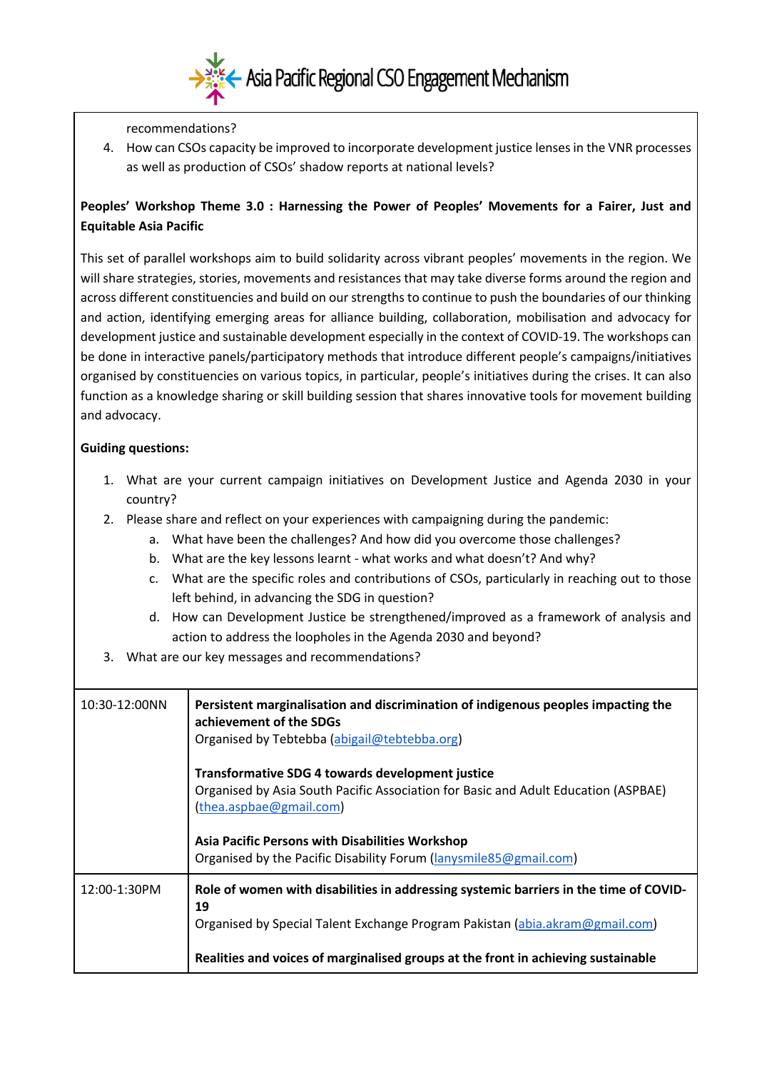recommendations?

4. How can CSOs capacity be improved to incorporate development justice lenses in the VNR processes as well as production of CSOs' shadow reports at national levels?

**Peoples' Workshop Theme 3.0 : Harnessing the Power of Peoples' Movements for a Fairer, Just and Equitable Asia Pacific**

This set of parallel workshops aim to build solidarity across vibrant peoples' movements in the region. We will share strategies, stories, movements and resistances that may take diverse forms around the region and across different constituencies and build on our strengths to continue to push the boundaries of our thinking and action, identifying emerging areas for alliance building, collaboration, mobilisation and advocacy for development justice and sustainable development especially in the context of COVID-19. The workshops can be done in interactive panels/participatory methods that introduce different people's campaigns/initiatives organised by constituencies on various topics, in particular, people's initiatives during the crises. It can also function as a knowledge sharing or skill building session that shares innovative tools for movement building and advocacy.

**Guiding questions:**

1. What are your current campaign initiatives on Development Justice and Agenda 2030 in your country?
2. Please share and reflect on your experiences with campaigning during the pandemic:
    a. What have been the challenges? And how did you overcome those challenges?
    b. What are the key lessons learnt - what works and what doesn't? And why?
    c. What are the specific roles and contributions of CSOs, particularly in reaching out to those left behind, in advancing the SDG in question?
    d. How can Development Justice be strengthened/improved as a framework of analysis and action to address the loopholes in the Agenda 2030 and beyond?
3. What are our key messages and recommendations?

| | |
|---|---|
| 10:30-12:00NN | **Persistent marginalisation and discrimination of indigenous peoples impacting the achievement of the SDGs**<br>Organised by Tebtebba (abigail@tebtebba.org)<br><br>**Transformative SDG 4 towards development justice**<br>Organised by Asia South Pacific Association for Basic and Adult Education (ASPBAE) (thea.aspbae@gmail.com)<br><br>**Asia Pacific Persons with Disabilities Workshop**<br>Organised by the Pacific Disability Forum (lanysmile85@gmail.com) |
| 12:00-1:30PM | **Role of women with disabilities in addressing systemic barriers in the time of COVID-19**<br>Organised by Special Talent Exchange Program Pakistan (abia.akram@gmail.com)<br><br>**Realities and voices of marginalised groups at the front in achieving sustainable** |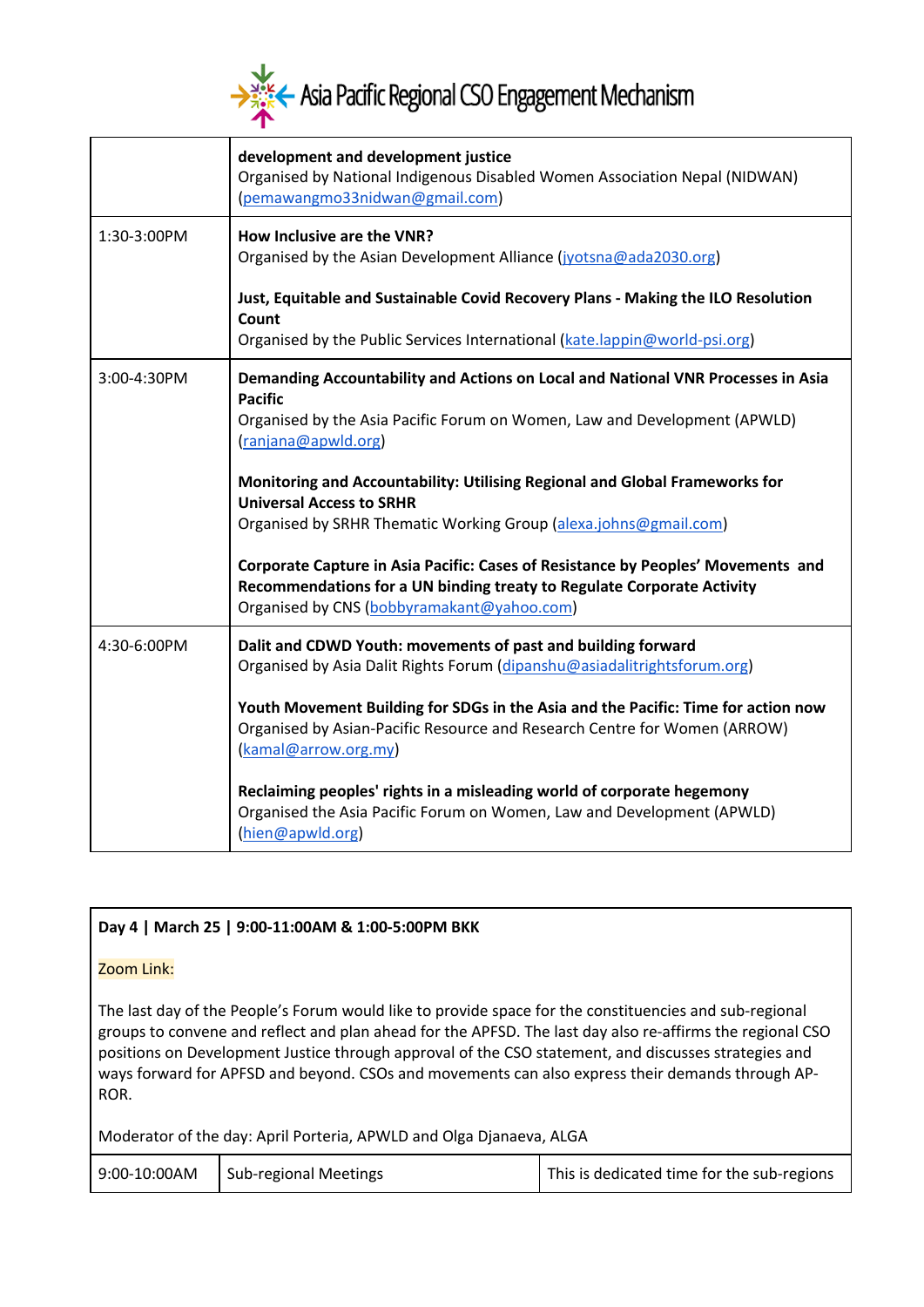| | |
|---|---|
| | **development and development justice**<br>Organised by National Indigenous Disabled Women Association Nepal (NIDWAN) (pemawangmo33nidwan@gmail.com) |
| 1:30-3:00PM | **How Inclusive are the VNR?**<br>Organised by the Asian Development Alliance (jyotsna@ada2030.org)<br><br>**Just, Equitable and Sustainable Covid Recovery Plans - Making the ILO Resolution Count**<br>Organised by the Public Services International (kate.lappin@world-psi.org) |
| 3:00-4:30PM | **Demanding Accountability and Actions on Local and National VNR Processes in Asia Pacific**<br>Organised by the Asia Pacific Forum on Women, Law and Development (APWLD) (ranjana@apwld.org)<br><br>**Monitoring and Accountability: Utilising Regional and Global Frameworks for Universal Access to SRHR**<br>Organised by SRHR Thematic Working Group (alexa.johns@gmail.com)<br><br>**Corporate Capture in Asia Pacific: Cases of Resistance by Peoples' Movements and Recommendations for a UN binding treaty to Regulate Corporate Activity**<br>Organised by CNS (bobbyramakant@yahoo.com) |
| 4:30-6:00PM | **Dalit and CDWD Youth: movements of past and building forward**<br>Organised by Asia Dalit Rights Forum (dipanshu@asiadalitrightsforum.org)<br><br>**Youth Movement Building for SDGs in the Asia and the Pacific: Time for action now**<br>Organised by Asian-Pacific Resource and Research Centre for Women (ARROW) (kamal@arrow.org.my)<br><br>**Reclaiming peoples' rights in a misleading world of corporate hegemony**<br>Organised the Asia Pacific Forum on Women, Law and Development (APWLD) (hien@apwld.org) |

**Day 4 | March 25 | 9:00-11:00AM & 1:00-5:00PM BKK**

Zoom Link:

The last day of the People's Forum would like to provide space for the constituencies and sub-regional groups to convene and reflect and plan ahead for the APFSD. The last day also re-affirms the regional CSO positions on Development Justice through approval of the CSO statement, and discusses strategies and ways forward for APFSD and beyond. CSOs and movements can also express their demands through AP-ROR.

Moderator of the day: April Porteria, APWLD and Olga Djanaeva, ALGA

| | | |
|---|---|---|
| 9:00-10:00AM | Sub-regional Meetings | This is dedicated time for the sub-regions |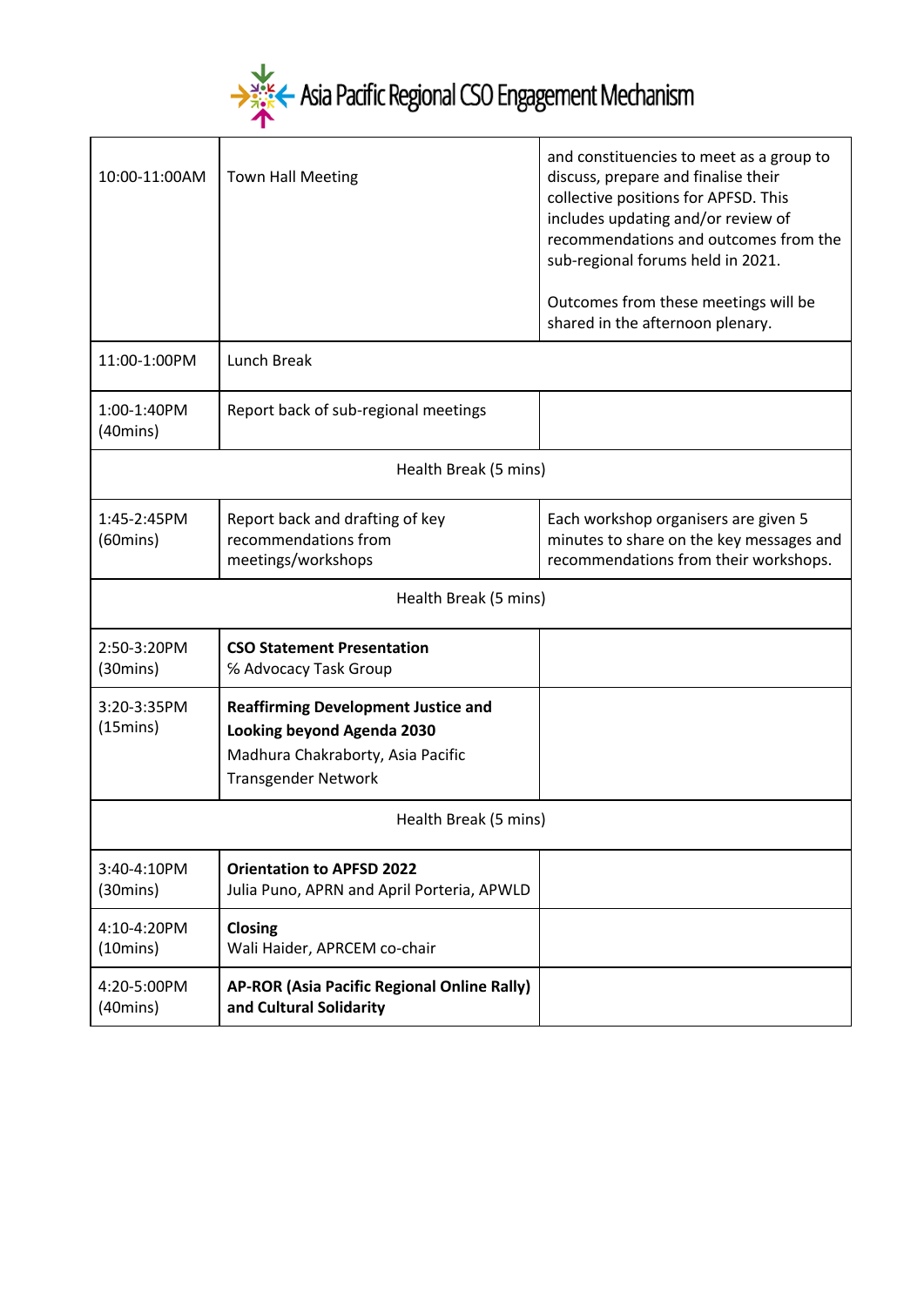Asia Pacific Regional CSO Engagement Mechanism

| | | |
|---|---|---|
| 10:00-11:00AM | Town Hall Meeting | and constituencies to meet as a group to discuss, prepare and finalise their collective positions for APFSD. This includes updating and/or review of recommendations and outcomes from the sub-regional forums held in 2021.<br><br>Outcomes from these meetings will be shared in the afternoon plenary. |
| 11:00-1:00PM | Lunch Break | |
| 1:00-1:40PM (40mins) | Report back of sub-regional meetings | |
| | Health Break (5 mins) | |
| 1:45-2:45PM (60mins) | Report back and drafting of key recommendations from meetings/workshops | Each workshop organisers are given 5 minutes to share on the key messages and recommendations from their workshops. |
| | Health Break (5 mins) | |
| 2:50-3:20PM (30mins) | **CSO Statement Presentation**<br>% Advocacy Task Group | |
| 3:20-3:35PM (15mins) | **Reaffirming Development Justice and Looking beyond Agenda 2030**<br>Madhura Chakraborty, Asia Pacific Transgender Network | |
| | Health Break (5 mins) | |
| 3:40-4:10PM (30mins) | **Orientation to APFSD 2022**<br>Julia Puno, APRN and April Porteria, APWLD | |
| 4:10-4:20PM (10mins) | **Closing**<br>Wali Haider, APRCEM co-chair | |
| 4:20-5:00PM (40mins) | **AP-ROR (Asia Pacific Regional Online Rally) and Cultural Solidarity** | |